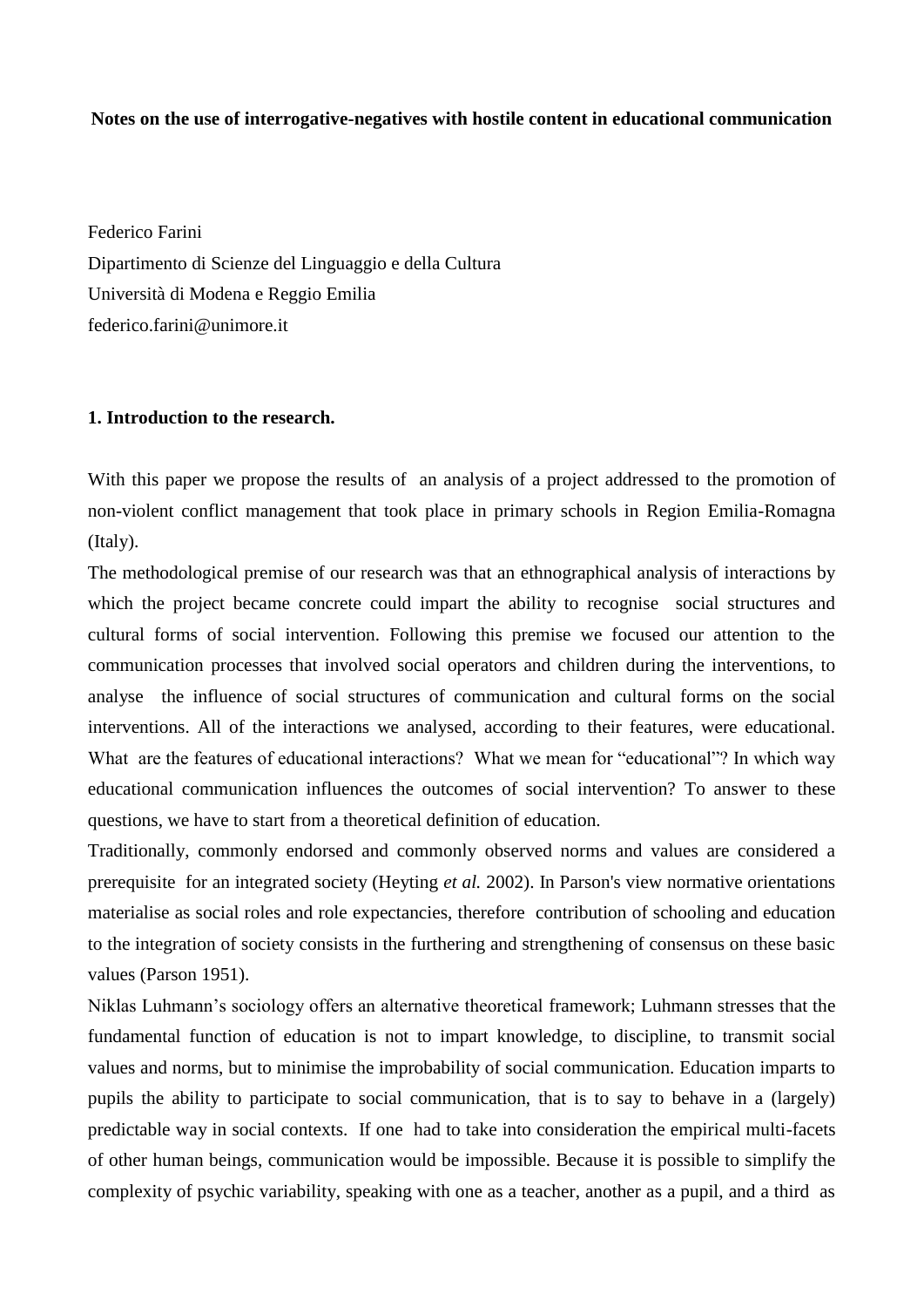**Notes on the use of interrogative-negatives with hostile content in educational communication**

Federico Farini
Dipartimento di Scienze del Linguaggio e della Cultura
Università di Modena e Reggio Emilia
federico.farini@unimore.it

## 1. Introduction to the research.

With this paper we propose the results of an analysis of a project addressed to the promotion of non-violent conflict management that took place in primary schools in Region Emilia-Romagna (Italy).

The methodological premise of our research was that an ethnographical analysis of interactions by which the project became concrete could impart the ability to recognise social structures and cultural forms of social intervention. Following this premise we focused our attention to the communication processes that involved social operators and children during the interventions, to analyse the influence of social structures of communication and cultural forms on the social interventions. All of the interactions we analysed, according to their features, were educational. What are the features of educational interactions? What we mean for "educational"? In which way educational communication influences the outcomes of social intervention? To answer to these questions, we have to start from a theoretical definition of education.

Traditionally, commonly endorsed and commonly observed norms and values are considered a prerequisite for an integrated society (Heyting *et al.* 2002). In Parson's view normative orientations materialise as social roles and role expectancies, therefore contribution of schooling and education to the integration of society consists in the furthering and strengthening of consensus on these basic values (Parson 1951).

Niklas Luhmann's sociology offers an alternative theoretical framework; Luhmann stresses that the fundamental function of education is not to impart knowledge, to discipline, to transmit social values and norms, but to minimise the improbability of social communication. Education imparts to pupils the ability to participate to social communication, that is to say to behave in a (largely) predictable way in social contexts. If one had to take into consideration the empirical multi-facets of other human beings, communication would be impossible. Because it is possible to simplify the complexity of psychic variability, speaking with one as a teacher, another as a pupil, and a third as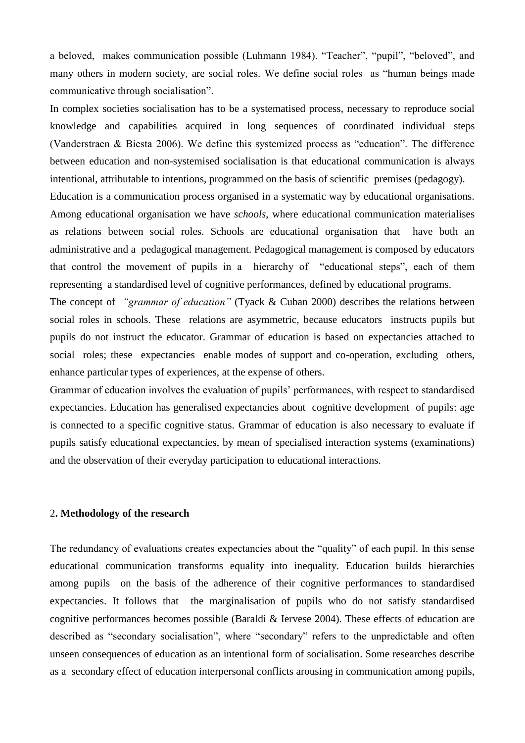a beloved, makes communication possible (Luhmann 1984). "Teacher", "pupil", "beloved", and many others in modern society, are social roles. We define social roles as "human beings made communicative through socialisation".

In complex societies socialisation has to be a systematised process, necessary to reproduce social knowledge and capabilities acquired in long sequences of coordinated individual steps (Vanderstraen & Biesta 2006). We define this systemized process as "education". The difference between education and non-systemised socialisation is that educational communication is always intentional, attributable to intentions, programmed on the basis of scientific premises (pedagogy).

Education is a communication process organised in a systematic way by educational organisations. Among educational organisation we have *schools,* where educational communication materialises as relations between social roles. Schools are educational organisation that have both an administrative and a pedagogical management. Pedagogical management is composed by educators that control the movement of pupils in a hierarchy of "educational steps", each of them representing a standardised level of cognitive performances, defined by educational programs.

The concept of *"grammar of education"* (Tyack & Cuban 2000) describes the relations between social roles in schools. These relations are asymmetric, because educators instructs pupils but pupils do not instruct the educator. Grammar of education is based on expectancies attached to social roles; these expectancies enable modes of support and co-operation, excluding others, enhance particular types of experiences, at the expense of others.

Grammar of education involves the evaluation of pupils' performances, with respect to standardised expectancies. Education has generalised expectancies about cognitive development of pupils: age is connected to a specific cognitive status. Grammar of education is also necessary to evaluate if pupils satisfy educational expectancies, by mean of specialised interaction systems (examinations) and the observation of their everyday participation to educational interactions.

## 2. Methodology of the research

The redundancy of evaluations creates expectancies about the "quality" of each pupil. In this sense educational communication transforms equality into inequality. Education builds hierarchies among pupils on the basis of the adherence of their cognitive performances to standardised expectancies. It follows that the marginalisation of pupils who do not satisfy standardised cognitive performances becomes possible (Baraldi & Iervese 2004). These effects of education are described as "secondary socialisation", where "secondary" refers to the unpredictable and often unseen consequences of education as an intentional form of socialisation. Some researches describe as a secondary effect of education interpersonal conflicts arousing in communication among pupils,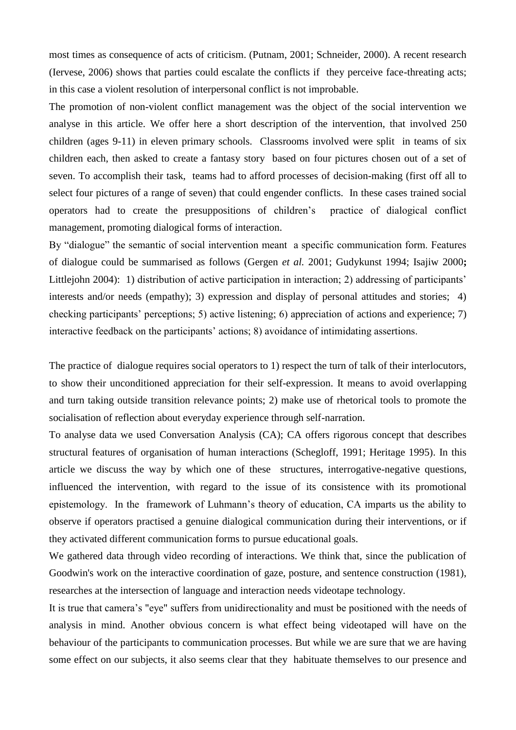most times as consequence of acts of criticism. (Putnam, 2001; Schneider, 2000). A recent research (Iervese, 2006) shows that parties could escalate the conflicts if they perceive face-threating acts; in this case a violent resolution of interpersonal conflict is not improbable.

The promotion of non-violent conflict management was the object of the social intervention we analyse in this article. We offer here a short description of the intervention, that involved 250 children (ages 9-11) in eleven primary schools. Classrooms involved were split in teams of six children each, then asked to create a fantasy story based on four pictures chosen out of a set of seven. To accomplish their task, teams had to afford processes of decision-making (first off all to select four pictures of a range of seven) that could engender conflicts. In these cases trained social operators had to create the presuppositions of children's practice of dialogical conflict management, promoting dialogical forms of interaction.

By "dialogue" the semantic of social intervention meant a specific communication form. Features of dialogue could be summarised as follows (Gergen *et al.* 2001; Gudykunst 1994; Isajiw 2000**;** Littlejohn 2004): 1) distribution of active participation in interaction; 2) addressing of participants' interests and/or needs (empathy); 3) expression and display of personal attitudes and stories; 4) checking participants' perceptions; 5) active listening; 6) appreciation of actions and experience; 7) interactive feedback on the participants' actions; 8) avoidance of intimidating assertions.

The practice of dialogue requires social operators to 1) respect the turn of talk of their interlocutors, to show their unconditioned appreciation for their self-expression. It means to avoid overlapping and turn taking outside transition relevance points; 2) make use of rhetorical tools to promote the socialisation of reflection about everyday experience through self-narration.

To analyse data we used Conversation Analysis (CA); CA offers rigorous concept that describes structural features of organisation of human interactions (Schegloff, 1991; Heritage 1995). In this article we discuss the way by which one of these structures, interrogative-negative questions, influenced the intervention, with regard to the issue of its consistence with its promotional epistemology. In the framework of Luhmann's theory of education, CA imparts us the ability to observe if operators practised a genuine dialogical communication during their interventions, or if they activated different communication forms to pursue educational goals.

We gathered data through video recording of interactions. We think that, since the publication of Goodwin's work on the interactive coordination of gaze, posture, and sentence construction (1981), researches at the intersection of language and interaction needs videotape technology.

It is true that camera's "eye" suffers from unidirectionality and must be positioned with the needs of analysis in mind. Another obvious concern is what effect being videotaped will have on the behaviour of the participants to communication processes. But while we are sure that we are having some effect on our subjects, it also seems clear that they habituate themselves to our presence and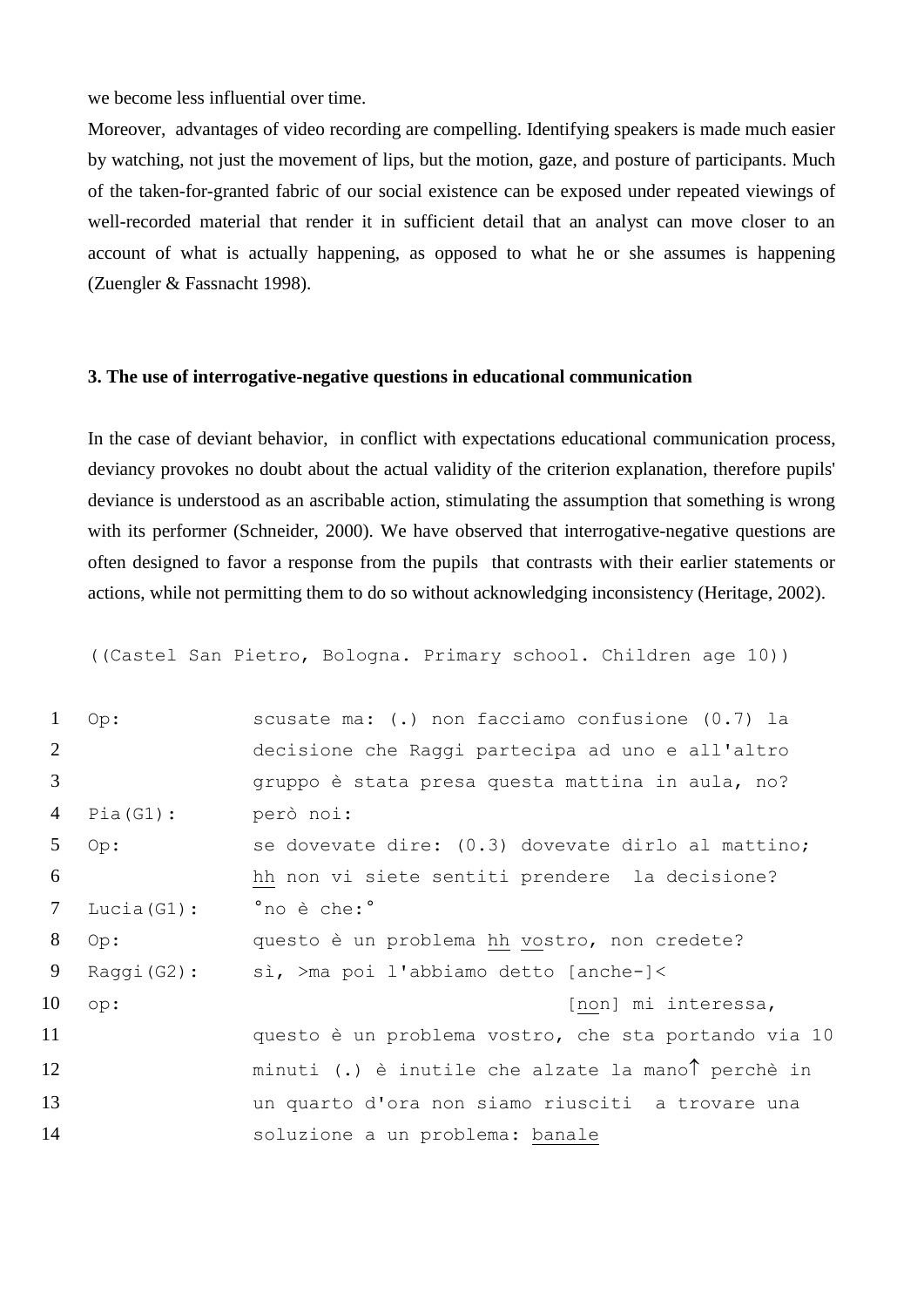we become less influential over time.

Moreover, advantages of video recording are compelling. Identifying speakers is made much easier by watching, not just the movement of lips, but the motion, gaze, and posture of participants. Much of the taken-for-granted fabric of our social existence can be exposed under repeated viewings of well-recorded material that render it in sufficient detail that an analyst can move closer to an account of what is actually happening, as opposed to what he or she assumes is happening (Zuengler & Fassnacht 1998).

### 3. The use of interrogative-negative questions in educational communication

In the case of deviant behavior, in conflict with expectations educational communication process, deviancy provokes no doubt about the actual validity of the criterion explanation, therefore pupils' deviance is understood as an ascribable action, stimulating the assumption that something is wrong with its performer (Schneider, 2000). We have observed that interrogative-negative questions are often designed to favor a response from the pupils that contrasts with their earlier statements or actions, while not permitting them to do so without acknowledging inconsistency (Heritage, 2002).

```
((Castel San Pietro, Bologna. Primary school. Children age 10))

1   Op:          scusate ma: (.) non facciamo confusione (0.7) la
2                decisione che Raggi partecipa ad uno e all'altro
3                gruppo è stata presa questa mattina in aula, no?
4   Pia(G1):     però noi:
5   Op:          se dovevate dire: (0.3) dovevate dirlo al mattino;
6                hh non vi siete sentiti prendere  la decisione?
7   Lucia(G1):   °no è che:°
8   Op:          questo è un problema hh vostro, non credete?
9   Raggi(G2):   sì, >ma poi l'abbiamo detto [anche-]<
10  op:                                      [non] mi interessa,
11               questo è un problema vostro, che sta portando via 10
12               minuti (.) è inutile che alzate la mano↑ perchè in
13               un quarto d'ora non siamo riusciti  a trovare una
14               soluzione a un problema: banale
```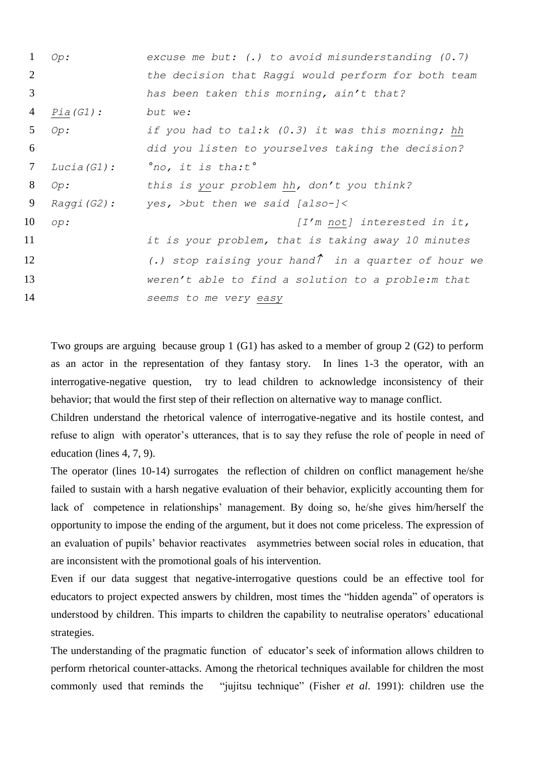```
1   Op:           excuse me but: (.) to avoid misunderstanding (0.7)
2                 the decision that Raggi would perform for both team
3                 has been taken this morning, ain't that?
4   Pia(G1):      but we:
5   Op:           if you had to tal:k (0.3) it was this morning; hh
6                 did you listen to yourselves taking the decision?
7   Lucia(G1):    °no, it is tha:t°
8   Op:           this is your problem hh, don't you think?
9   Raggi(G2):    yes, >but then we said [also-]<
10  op:                                  [I'm not] interested in it,
11                it is your problem, that is taking away 10 minutes
12                (.) stop raising your hand↑ in a quarter of hour we
13                weren't able to find a solution to a proble:m that
14                seems to me very easy
```

Two groups are arguing because group 1 (G1) has asked to a member of group 2 (G2) to perform as an actor in the representation of they fantasy story. In lines 1-3 the operator, with an interrogative-negative question, try to lead children to acknowledge inconsistency of their behavior; that would the first step of their reflection on alternative way to manage conflict.

Children understand the rhetorical valence of interrogative-negative and its hostile contest, and refuse to align with operator's utterances, that is to say they refuse the role of people in need of education (lines 4, 7, 9).

The operator (lines 10-14) surrogates the reflection of children on conflict management he/she failed to sustain with a harsh negative evaluation of their behavior, explicitly accounting them for lack of competence in relationships' management. By doing so, he/she gives him/herself the opportunity to impose the ending of the argument, but it does not come priceless. The expression of an evaluation of pupils' behavior reactivates asymmetries between social roles in education, that are inconsistent with the promotional goals of his intervention.

Even if our data suggest that negative-interrogative questions could be an effective tool for educators to project expected answers by children, most times the "hidden agenda" of operators is understood by children. This imparts to children the capability to neutralise operators' educational strategies.

The understanding of the pragmatic function of educator's seek of information allows children to perform rhetorical counter-attacks. Among the rhetorical techniques available for children the most commonly used that reminds the "jujitsu technique" (Fisher *et al.* 1991): children use the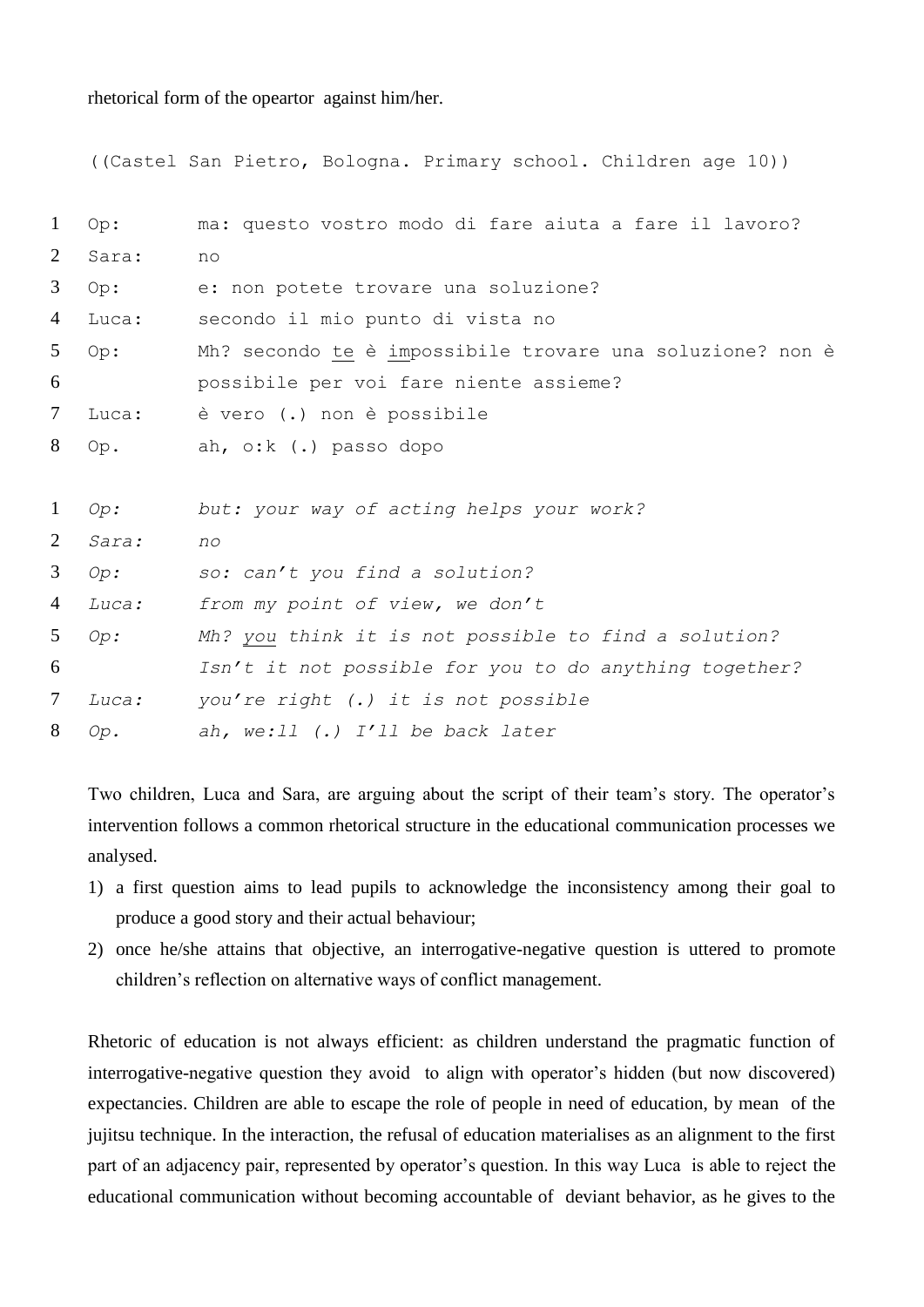rhetorical form of the opeartor against him/her.

```
((Castel San Pietro, Bologna. Primary school. Children age 10))

1  Op:      ma: questo vostro modo di fare aiuta a fare il lavoro?
2  Sara:    no
3  Op:      e: non potete trovare una soluzione?
4  Luca:    secondo il mio punto di vista no
5  Op:      Mh? secondo te è impossibile trovare una soluzione? non è
6           possibile per voi fare niente assieme?
7  Luca:    è vero (.) non è possibile
8  Op.      ah, o:k (.) passo dopo

1  Op:      but: your way of acting helps your work?
2  Sara:    no
3  Op:      so: can't you find a solution?
4  Luca:    from my point of view, we don't
5  Op:      Mh? you think it is not possible to find a solution?
6           Isn't it not possible for you to do anything together?
7  Luca:    you're right (.) it is not possible
8  Op.      ah, we:ll (.) I'll be back later
```

Two children, Luca and Sara, are arguing about the script of their team's story. The operator's intervention follows a common rhetorical structure in the educational communication processes we analysed.

1) a first question aims to lead pupils to acknowledge the inconsistency among their goal to produce a good story and their actual behaviour;
2) once he/she attains that objective, an interrogative-negative question is uttered to promote children's reflection on alternative ways of conflict management.

Rhetoric of education is not always efficient: as children understand the pragmatic function of interrogative-negative question they avoid to align with operator's hidden (but now discovered) expectancies. Children are able to escape the role of people in need of education, by mean of the jujitsu technique. In the interaction, the refusal of education materialises as an alignment to the first part of an adjacency pair, represented by operator's question. In this way Luca is able to reject the educational communication without becoming accountable of deviant behavior, as he gives to the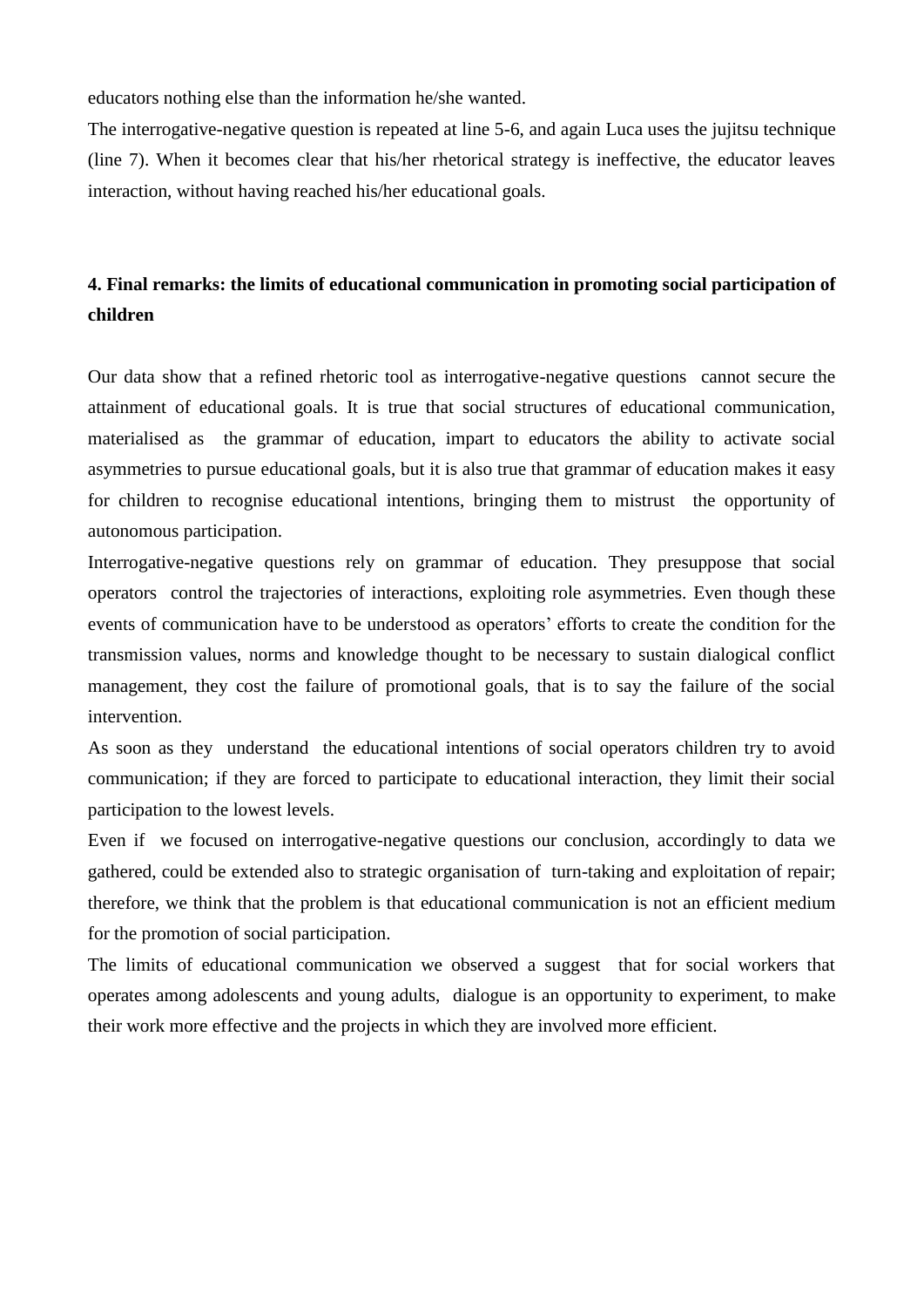educators nothing else than the information he/she wanted.

The interrogative-negative question is repeated at line 5-6, and again Luca uses the jujitsu technique (line 7). When it becomes clear that his/her rhetorical strategy is ineffective, the educator leaves interaction, without having reached his/her educational goals.

## 4. Final remarks: the limits of educational communication in promoting social participation of children

Our data show that a refined rhetoric tool as interrogative-negative questions cannot secure the attainment of educational goals. It is true that social structures of educational communication, materialised as the grammar of education, impart to educators the ability to activate social asymmetries to pursue educational goals, but it is also true that grammar of education makes it easy for children to recognise educational intentions, bringing them to mistrust the opportunity of autonomous participation.

Interrogative-negative questions rely on grammar of education. They presuppose that social operators control the trajectories of interactions, exploiting role asymmetries. Even though these events of communication have to be understood as operators' efforts to create the condition for the transmission values, norms and knowledge thought to be necessary to sustain dialogical conflict management, they cost the failure of promotional goals, that is to say the failure of the social intervention.

As soon as they understand the educational intentions of social operators children try to avoid communication; if they are forced to participate to educational interaction, they limit their social participation to the lowest levels.

Even if we focused on interrogative-negative questions our conclusion, accordingly to data we gathered, could be extended also to strategic organisation of turn-taking and exploitation of repair; therefore, we think that the problem is that educational communication is not an efficient medium for the promotion of social participation.

The limits of educational communication we observed a suggest that for social workers that operates among adolescents and young adults, dialogue is an opportunity to experiment, to make their work more effective and the projects in which they are involved more efficient.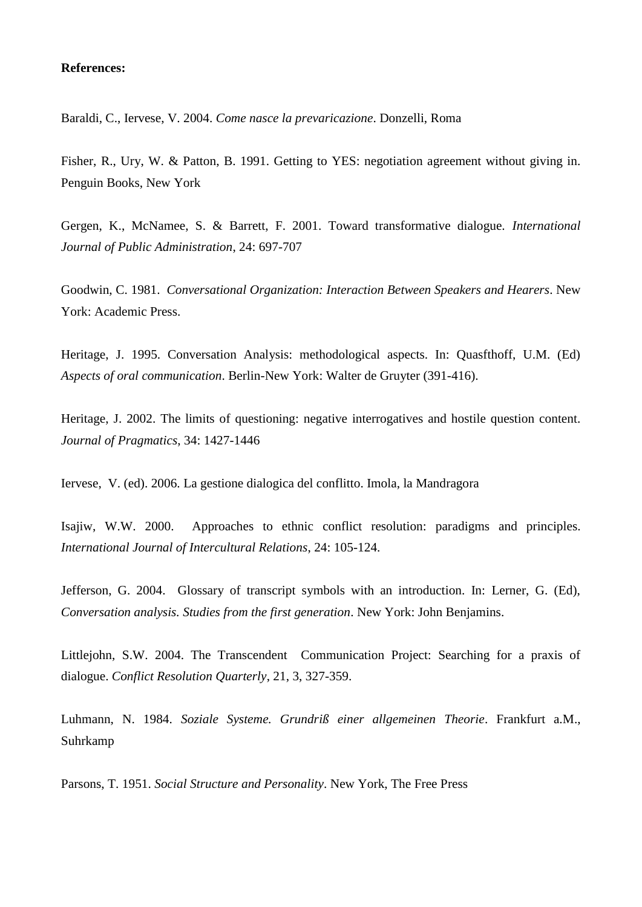**References:**

Baraldi, C., Iervese, V. 2004. *Come nasce la prevaricazione*. Donzelli, Roma

Fisher, R., Ury, W. & Patton, B. 1991. Getting to YES: negotiation agreement without giving in. Penguin Books, New York

Gergen, K., McNamee, S. & Barrett, F. 2001. Toward transformative dialogue. *International Journal of Public Administration*, 24: 697-707

Goodwin, C. 1981. *Conversational Organization: Interaction Between Speakers and Hearers*. New York: Academic Press.

Heritage, J. 1995. Conversation Analysis: methodological aspects. In: Quasfthoff, U.M. (Ed) *Aspects of oral communication*. Berlin-New York: Walter de Gruyter (391-416).

Heritage, J. 2002. The limits of questioning: negative interrogatives and hostile question content. *Journal of Pragmatics*, 34: 1427-1446

Iervese, V. (ed). 2006. La gestione dialogica del conflitto. Imola, la Mandragora

Isajiw, W.W. 2000. Approaches to ethnic conflict resolution: paradigms and principles. *International Journal of Intercultural Relations*, 24: 105-124.

Jefferson, G. 2004. Glossary of transcript symbols with an introduction. In: Lerner, G. (Ed), *Conversation analysis. Studies from the first generation*. New York: John Benjamins.

Littlejohn, S.W. 2004. The Transcendent Communication Project: Searching for a praxis of dialogue. *Conflict Resolution Quarterly*, 21, 3, 327-359.

Luhmann, N. 1984. *Soziale Systeme. Grundriß einer allgemeinen Theorie*. Frankfurt a.M., Suhrkamp

Parsons, T. 1951. *Social Structure and Personality*. New York, The Free Press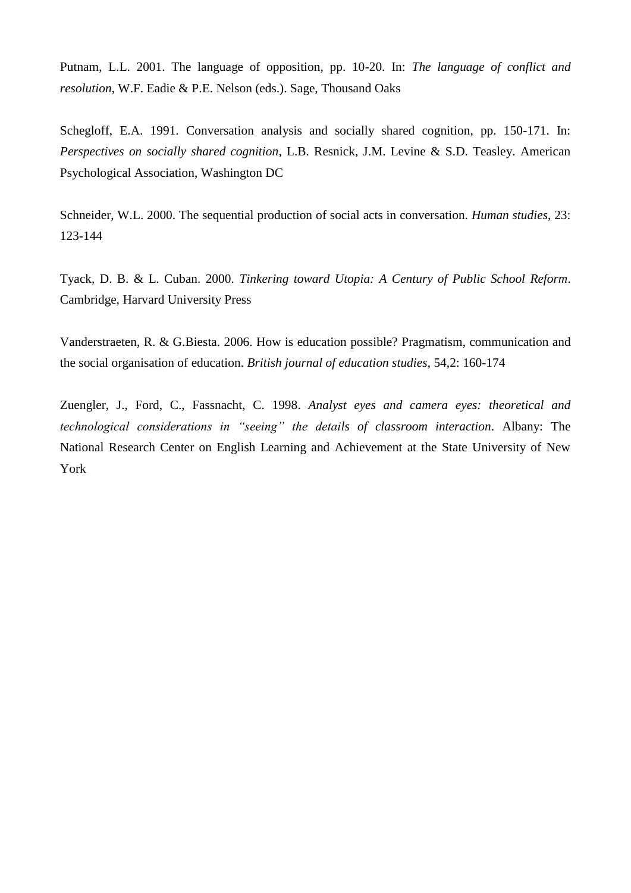Putnam, L.L. 2001. The language of opposition, pp. 10-20. In: *The language of conflict and resolution*, W.F. Eadie & P.E. Nelson (eds.). Sage, Thousand Oaks

Schegloff, E.A. 1991. Conversation analysis and socially shared cognition, pp. 150-171. In: *Perspectives on socially shared cognition*, L.B. Resnick, J.M. Levine & S.D. Teasley. American Psychological Association, Washington DC

Schneider, W.L. 2000. The sequential production of social acts in conversation. *Human studies*, 23: 123-144

Tyack, D. B. & L. Cuban. 2000. *Tinkering toward Utopia: A Century of Public School Reform*. Cambridge, Harvard University Press

Vanderstraeten, R. & G.Biesta. 2006. How is education possible? Pragmatism, communication and the social organisation of education. *British journal of education studies*, 54,2: 160-174

Zuengler, J., Ford, C., Fassnacht, C. 1998. *Analyst eyes and camera eyes: theoretical and technological considerations in "seeing" the details of classroom interaction*. Albany: The National Research Center on English Learning and Achievement at the State University of New York